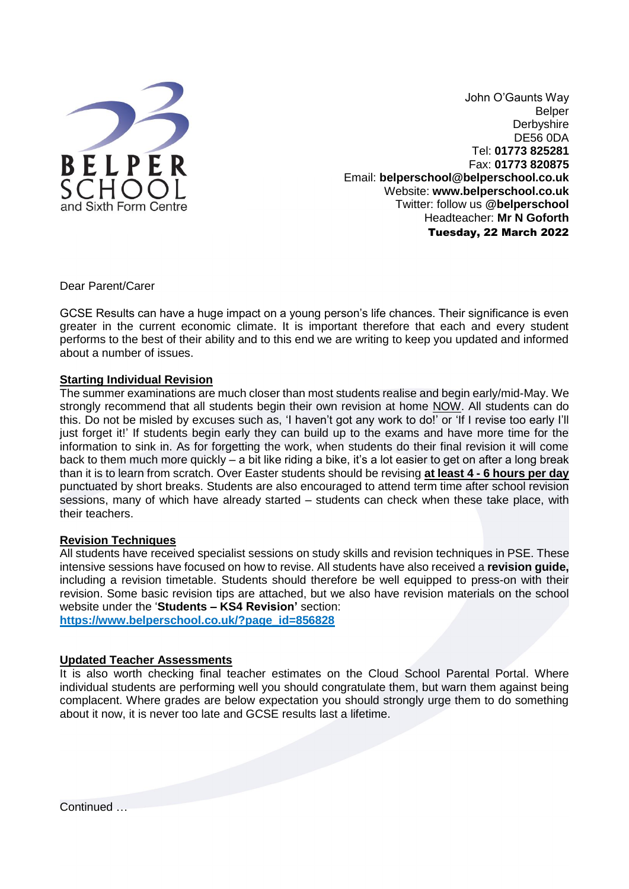BELPER SCHOOL and Sixth Form Centre

John O'Gaunts Way
Belper
Derbyshire
DE56 0DA
Tel: **01773 825281**
Fax: **01773 820875**
Email: **belperschool@belperschool.co.uk**
Website: **www.belperschool.co.uk**
Twitter: follow us @**belperschool**
Headteacher: **Mr N Goforth**
**Tuesday, 22 March 2022**

Dear Parent/Carer

GCSE Results can have a huge impact on a young person's life chances. Their significance is even greater in the current economic climate. It is important therefore that each and every student performs to the best of their ability and to this end we are writing to keep you updated and informed about a number of issues.

## Starting Individual Revision

The summer examinations are much closer than most students realise and begin early/mid-May. We strongly recommend that all students begin their own revision at home NOW. All students can do this. Do not be misled by excuses such as, 'I haven't got any work to do!' or 'If I revise too early I'll just forget it!' If students begin early they can build up to the exams and have more time for the information to sink in. As for forgetting the work, when students do their final revision it will come back to them much more quickly – a bit like riding a bike, it's a lot easier to get on after a long break than it is to learn from scratch. Over Easter students should be revising **at least 4 - 6 hours per day** punctuated by short breaks. Students are also encouraged to attend term time after school revision sessions, many of which have already started – students can check when these take place, with their teachers.

## Revision Techniques

All students have received specialist sessions on study skills and revision techniques in PSE. These intensive sessions have focused on how to revise. All students have also received a **revision guide,** including a revision timetable. Students should therefore be well equipped to press-on with their revision. Some basic revision tips are attached, but we also have revision materials on the school website under the '**Students – KS4 Revision'** section:
**https://www.belperschool.co.uk/?page_id=856828**

## Updated Teacher Assessments

It is also worth checking final teacher estimates on the Cloud School Parental Portal. Where individual students are performing well you should congratulate them, but warn them against being complacent. Where grades are below expectation you should strongly urge them to do something about it now, it is never too late and GCSE results last a lifetime.

Continued …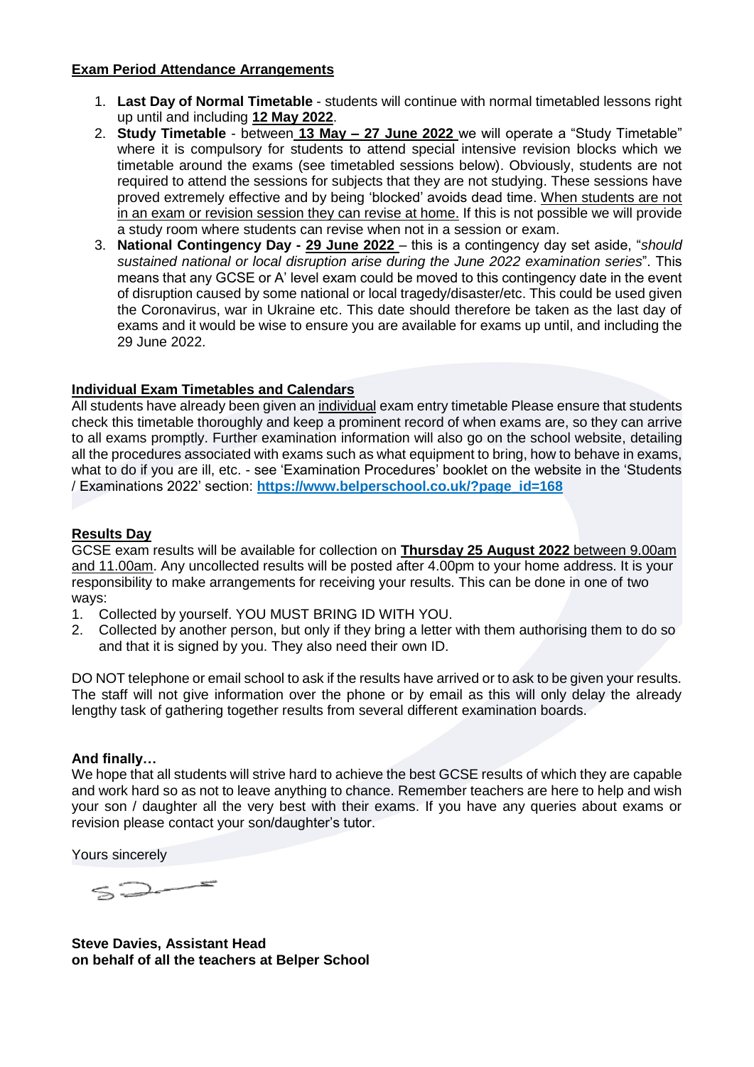**Exam Period Attendance Arrangements**

1. **Last Day of Normal Timetable** - students will continue with normal timetabled lessons right up until and including **12 May 2022**.
2. **Study Timetable** - between **13 May – 27 June 2022** we will operate a "Study Timetable" where it is compulsory for students to attend special intensive revision blocks which we timetable around the exams (see timetabled sessions below). Obviously, students are not required to attend the sessions for subjects that they are not studying. These sessions have proved extremely effective and by being 'blocked' avoids dead time. When students are not in an exam or revision session they can revise at home. If this is not possible we will provide a study room where students can revise when not in a session or exam.
3. **National Contingency Day - 29 June 2022** – this is a contingency day set aside, "*should sustained national or local disruption arise during the June 2022 examination series*". This means that any GCSE or A' level exam could be moved to this contingency date in the event of disruption caused by some national or local tragedy/disaster/etc. This could be used given the Coronavirus, war in Ukraine etc. This date should therefore be taken as the last day of exams and it would be wise to ensure you are available for exams up until, and including the 29 June 2022.

**Individual Exam Timetables and Calendars**

All students have already been given an individual exam entry timetable Please ensure that students check this timetable thoroughly and keep a prominent record of when exams are, so they can arrive to all exams promptly. Further examination information will also go on the school website, detailing all the procedures associated with exams such as what equipment to bring, how to behave in exams, what to do if you are ill, etc. - see 'Examination Procedures' booklet on the website in the 'Students / Examinations 2022' section: **https://www.belperschool.co.uk/?page_id=168**

**Results Day**

GCSE exam results will be available for collection on **Thursday 25 August 2022** between 9.00am and 11.00am. Any uncollected results will be posted after 4.00pm to your home address. It is your responsibility to make arrangements for receiving your results. This can be done in one of two ways:

1. Collected by yourself. YOU MUST BRING ID WITH YOU.
2. Collected by another person, but only if they bring a letter with them authorising them to do so and that it is signed by you. They also need their own ID.

DO NOT telephone or email school to ask if the results have arrived or to ask to be given your results. The staff will not give information over the phone or by email as this will only delay the already lengthy task of gathering together results from several different examination boards.

**And finally…**

We hope that all students will strive hard to achieve the best GCSE results of which they are capable and work hard so as not to leave anything to chance. Remember teachers are here to help and wish your son / daughter all the very best with their exams. If you have any queries about exams or revision please contact your son/daughter's tutor.

Yours sincerely

**Steve Davies, Assistant Head**
**on behalf of all the teachers at Belper School**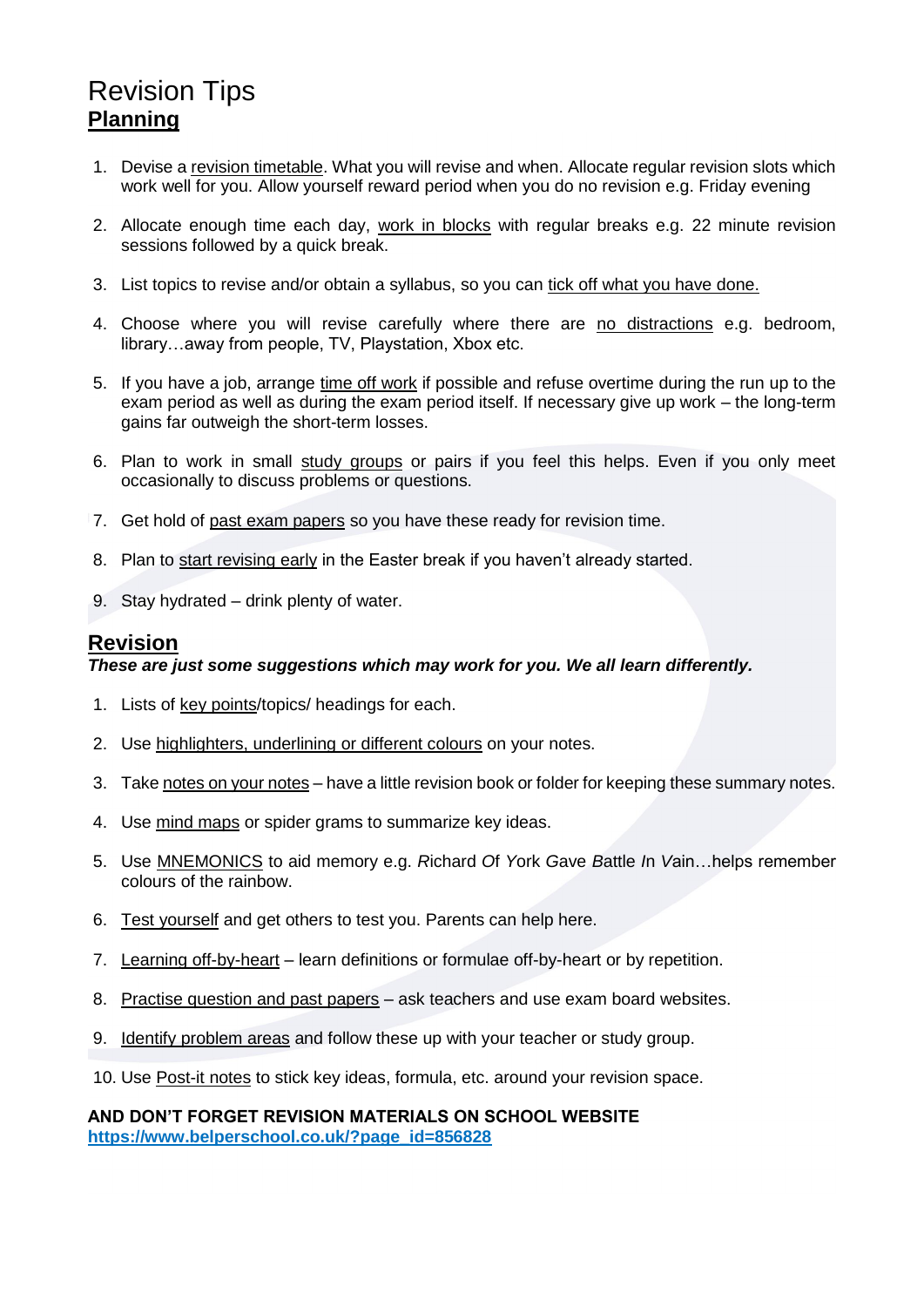# Revision Tips

## Planning

1. Devise a revision timetable. What you will revise and when. Allocate regular revision slots which work well for you. Allow yourself reward period when you do no revision e.g. Friday evening
2. Allocate enough time each day, work in blocks with regular breaks e.g. 22 minute revision sessions followed by a quick break.
3. List topics to revise and/or obtain a syllabus, so you can tick off what you have done.
4. Choose where you will revise carefully where there are no distractions e.g. bedroom, library…away from people, TV, Playstation, Xbox etc.
5. If you have a job, arrange time off work if possible and refuse overtime during the run up to the exam period as well as during the exam period itself. If necessary give up work – the long-term gains far outweigh the short-term losses.
6. Plan to work in small study groups or pairs if you feel this helps. Even if you only meet occasionally to discuss problems or questions.
7. Get hold of past exam papers so you have these ready for revision time.
8. Plan to start revising early in the Easter break if you haven't already started.
9. Stay hydrated – drink plenty of water.

## Revision

***These are just some suggestions which may work for you. We all learn differently.***

1. Lists of key points/topics/ headings for each.
2. Use highlighters, underlining or different colours on your notes.
3. Take notes on your notes – have a little revision book or folder for keeping these summary notes.
4. Use mind maps or spider grams to summarize key ideas.
5. Use MNEMONICS to aid memory e.g. *R*ichard *O*f *Y*ork *G*ave *B*attle *I*n *V*ain…helps remember colours of the rainbow.
6. Test yourself and get others to test you. Parents can help here.
7. Learning off-by-heart – learn definitions or formulae off-by-heart or by repetition.
8. Practise question and past papers – ask teachers and use exam board websites.
9. Identify problem areas and follow these up with your teacher or study group.
10. Use Post-it notes to stick key ideas, formula, etc. around your revision space.

**AND DON'T FORGET REVISION MATERIALS ON SCHOOL WEBSITE**
**https://www.belperschool.co.uk/?page_id=856828**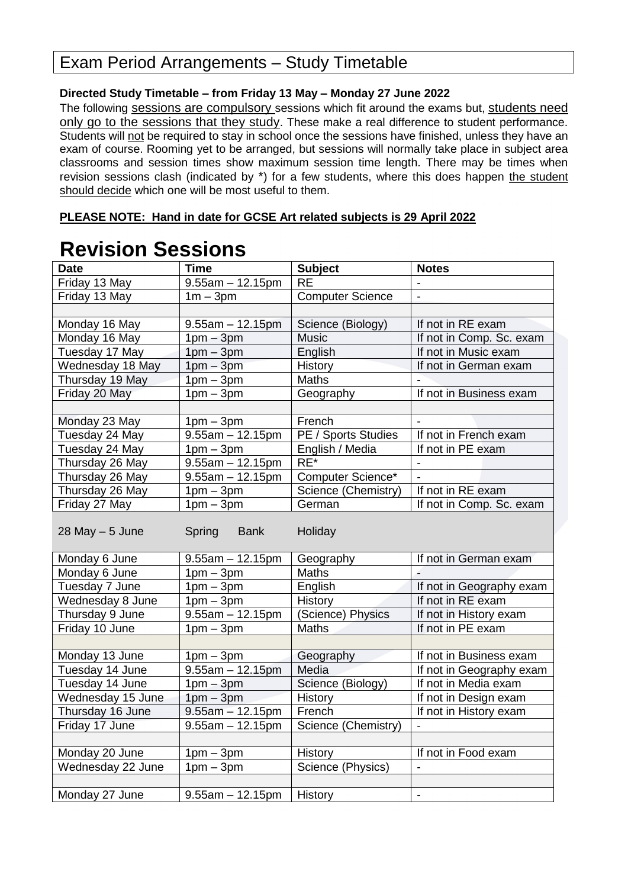# Exam Period Arrangements – Study Timetable

**Directed Study Timetable – from Friday 13 May – Monday 27 June 2022**

The following sessions are compulsory sessions which fit around the exams but, students need only go to the sessions that they study. These make a real difference to student performance. Students will not be required to stay in school once the sessions have finished, unless they have an exam of course. Rooming yet to be arranged, but sessions will normally take place in subject area classrooms and session times show maximum session time length. There may be times when revision sessions clash (indicated by *) for a few students, where this does happen the student should decide which one will be most useful to them.

**PLEASE NOTE: Hand in date for GCSE Art related subjects is 29 April 2022**

# Revision Sessions

| Date | Time | Subject | Notes |
|---|---|---|---|
| Friday 13 May | 9.55am – 12.15pm | RE | - |
| Friday 13 May | 1m – 3pm | Computer Science | - |
| | | | |
| Monday 16 May | 9.55am – 12.15pm | Science (Biology) | If not in RE exam |
| Monday 16 May | 1pm – 3pm | Music | If not in Comp. Sc. exam |
| Tuesday 17 May | 1pm – 3pm | English | If not in Music exam |
| Wednesday 18 May | 1pm – 3pm | History | If not in German exam |
| Thursday 19 May | 1pm – 3pm | Maths | - |
| Friday 20 May | 1pm – 3pm | Geography | If not in Business exam |
| | | | |
| Monday 23 May | 1pm – 3pm | French | - |
| Tuesday 24 May | 9.55am – 12.15pm | PE / Sports Studies | If not in French exam |
| Tuesday 24 May | 1pm – 3pm | English / Media | If not in PE exam |
| Thursday 26 May | 9.55am – 12.15pm | RE* | - |
| Thursday 26 May | 9.55am – 12.15pm | Computer Science* | - |
| Thursday 26 May | 1pm – 3pm | Science (Chemistry) | If not in RE exam |
| Friday 27 May | 1pm – 3pm | German | If not in Comp. Sc. exam |
| 28 May – 5 June | Spring Bank | Holiday | |
| Monday 6 June | 9.55am – 12.15pm | Geography | If not in German exam |
| Monday 6 June | 1pm – 3pm | Maths | - |
| Tuesday 7 June | 1pm – 3pm | English | If not in Geography exam |
| Wednesday 8 June | 1pm – 3pm | History | If not in RE exam |
| Thursday 9 June | 9.55am – 12.15pm | (Science) Physics | If not in History exam |
| Friday 10 June | 1pm – 3pm | Maths | If not in PE exam |
| | | | |
| Monday 13 June | 1pm – 3pm | Geography | If not in Business exam |
| Tuesday 14 June | 9.55am – 12.15pm | Media | If not in Geography exam |
| Tuesday 14 June | 1pm – 3pm | Science (Biology) | If not in Media exam |
| Wednesday 15 June | 1pm – 3pm | History | If not in Design exam |
| Thursday 16 June | 9.55am – 12.15pm | French | If not in History exam |
| Friday 17 June | 9.55am – 12.15pm | Science (Chemistry) | - |
| | | | |
| Monday 20 June | 1pm – 3pm | History | If not in Food exam |
| Wednesday 22 June | 1pm – 3pm | Science (Physics) | - |
| | | | |
| Monday 27 June | 9.55am – 12.15pm | History | - |